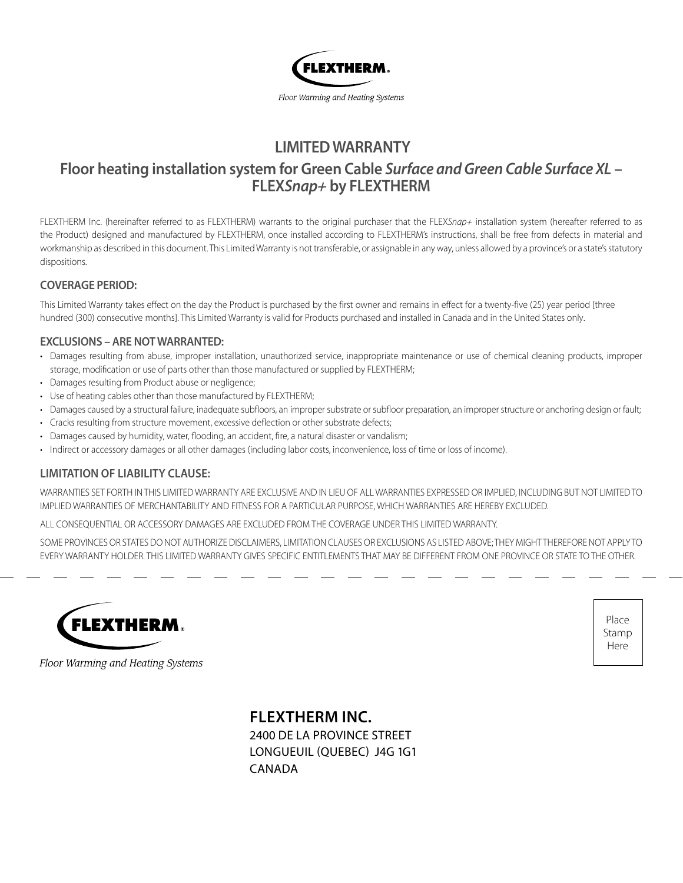**FLEXTHERM®**

*Floor Warming and Heating Systems*

# LIMITED WARRANTY

## Floor heating installation system for Green Cable *Surface and Green Cable Surface XL* – FLEX*Snap+* by FLEXTHERM

FLEXTHERM Inc. (hereinafter referred to as FLEXTHERM) warrants to the original purchaser that the FLEX*Snap+* installation system (hereafter referred to as the Product) designed and manufactured by FLEXTHERM, once installed according to FLEXTHERM's instructions, shall be free from defects in material and workmanship as described in this document. This Limited Warranty is not transferable, or assignable in any way, unless allowed by a province's or a state's statutory dispositions.

### COVERAGE PERIOD:

This Limited Warranty takes effect on the day the Product is purchased by the first owner and remains in effect for a twenty-five (25) year period [three hundred (300) consecutive months]. This Limited Warranty is valid for Products purchased and installed in Canada and in the United States only.

### EXCLUSIONS – ARE NOT WARRANTED:

- Damages resulting from abuse, improper installation, unauthorized service, inappropriate maintenance or use of chemical cleaning products, improper storage, modification or use of parts other than those manufactured or supplied by FLEXTHERM;
- Damages resulting from Product abuse or negligence;
- Use of heating cables other than those manufactured by FLEXTHERM;
- Damages caused by a structural failure, inadequate subfloors, an improper substrate or subfloor preparation, an improper structure or anchoring design or fault;
- Cracks resulting from structure movement, excessive deflection or other substrate defects;
- Damages caused by humidity, water, flooding, an accident, fire, a natural disaster or vandalism;
- Indirect or accessory damages or all other damages (including labor costs, inconvenience, loss of time or loss of income).

### LIMITATION OF LIABILITY CLAUSE:

WARRANTIES SET FORTH IN THIS LIMITED WARRANTY ARE EXCLUSIVE AND IN LIEU OF ALL WARRANTIES EXPRESSED OR IMPLIED, INCLUDING BUT NOT LIMITED TO IMPLIED WARRANTIES OF MERCHANTABILITY AND FITNESS FOR A PARTICULAR PURPOSE, WHICH WARRANTIES ARE HEREBY EXCLUDED.

ALL CONSEQUENTIAL OR ACCESSORY DAMAGES ARE EXCLUDED FROM THE COVERAGE UNDER THIS LIMITED WARRANTY.

SOME PROVINCES OR STATES DO NOT AUTHORIZE DISCLAIMERS, LIMITATION CLAUSES OR EXCLUSIONS AS LISTED ABOVE; THEY MIGHT THEREFORE NOT APPLY TO EVERY WARRANTY HOLDER. THIS LIMITED WARRANTY GIVES SPECIFIC ENTITLEMENTS THAT MAY BE DIFFERENT FROM ONE PROVINCE OR STATE TO THE OTHER.

---

**FLEXTHERM®**

*Floor Warming and Heating Systems*

Place Stamp Here

**FLEXTHERM INC.**
2400 DE LA PROVINCE STREET
LONGUEUIL (QUEBEC) J4G 1G1
CANADA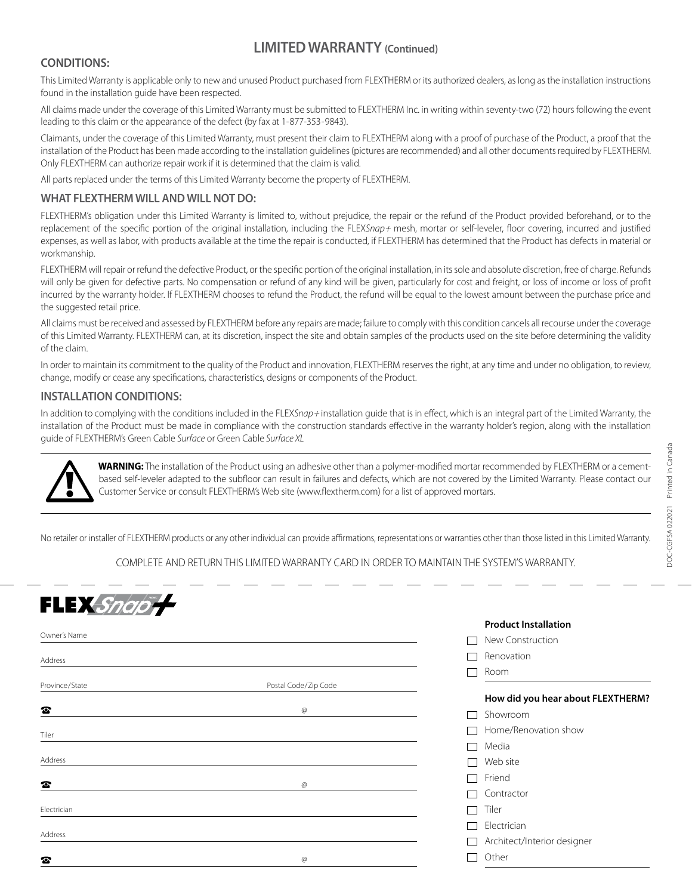## LIMITED WARRANTY (Continued)

### CONDITIONS:

This Limited Warranty is applicable only to new and unused Product purchased from FLEXTHERM or its authorized dealers, as long as the installation instructions found in the installation guide have been respected.

All claims made under the coverage of this Limited Warranty must be submitted to FLEXTHERM Inc. in writing within seventy-two (72) hours following the event leading to this claim or the appearance of the defect (by fax at 1-877-353-9843).

Claimants, under the coverage of this Limited Warranty, must present their claim to FLEXTHERM along with a proof of purchase of the Product, a proof that the installation of the Product has been made according to the installation guidelines (pictures are recommended) and all other documents required by FLEXTHERM. Only FLEXTHERM can authorize repair work if it is determined that the claim is valid.

All parts replaced under the terms of this Limited Warranty become the property of FLEXTHERM.

### WHAT FLEXTHERM WILL AND WILL NOT DO:

FLEXTHERM's obligation under this Limited Warranty is limited to, without prejudice, the repair or the refund of the Product provided beforehand, or to the replacement of the specific portion of the original installation, including the FLEX*Snap+* mesh, mortar or self-leveler, floor covering, incurred and justified expenses, as well as labor, with products available at the time the repair is conducted, if FLEXTHERM has determined that the Product has defects in material or workmanship.

FLEXTHERM will repair or refund the defective Product, or the specific portion of the original installation, in its sole and absolute discretion, free of charge. Refunds will only be given for defective parts. No compensation or refund of any kind will be given, particularly for cost and freight, or loss of income or loss of profit incurred by the warranty holder. If FLEXTHERM chooses to refund the Product, the refund will be equal to the lowest amount between the purchase price and the suggested retail price.

All claims must be received and assessed by FLEXTHERM before any repairs are made; failure to comply with this condition cancels all recourse under the coverage of this Limited Warranty. FLEXTHERM can, at its discretion, inspect the site and obtain samples of the products used on the site before determining the validity of the claim.

In order to maintain its commitment to the quality of the Product and innovation, FLEXTHERM reserves the right, at any time and under no obligation, to review, change, modify or cease any specifications, characteristics, designs or components of the Product.

### INSTALLATION CONDITIONS:

In addition to complying with the conditions included in the FLEX*Snap+* installation guide that is in effect, which is an integral part of the Limited Warranty, the installation of the Product must be made in compliance with the construction standards effective in the warranty holder's region, along with the installation guide of FLEXTHERM's Green Cable *Surface* or Green Cable *Surface XL*

**WARNING:** The installation of the Product using an adhesive other than a polymer-modified mortar recommended by FLEXTHERM or a cement-based self-leveler adapted to the subfloor can result in failures and defects, which are not covered by the Limited Warranty. Please contact our Customer Service or consult FLEXTHERM's Web site (www.flextherm.com) for a list of approved mortars.

No retailer or installer of FLEXTHERM products or any other individual can provide affirmations, representations or warranties other than those listed in this Limited Warranty.

COMPLETE AND RETURN THIS LIMITED WARRANTY CARD IN ORDER TO MAINTAIN THE SYSTEM'S WARRANTY.

DOC-CGFSA 022021 Printed in Canada

---

**FLEX*Snap+***

Owner's Name ______________________

Address ______________________

Province/State ______________ Postal Code/Zip Code ______________

☎ ______________ @ ______________

Tiler ______________________

Address ______________________

☎ ______________ @ ______________

Electrician ______________________

Address ______________________

☎ ______________ @ ______________

**Product Installation**

- ☐ New Construction
- ☐ Renovation
- ☐ Room ______________

**How did you hear about FLEXTHERM?**

- ☐ Showroom
- ☐ Home/Renovation show
- ☐ Media
- ☐ Web site
- ☐ Friend
- ☐ Contractor
- ☐ Tiler
- ☐ Electrician
- ☐ Architect/Interior designer
- ☐ Other ______________